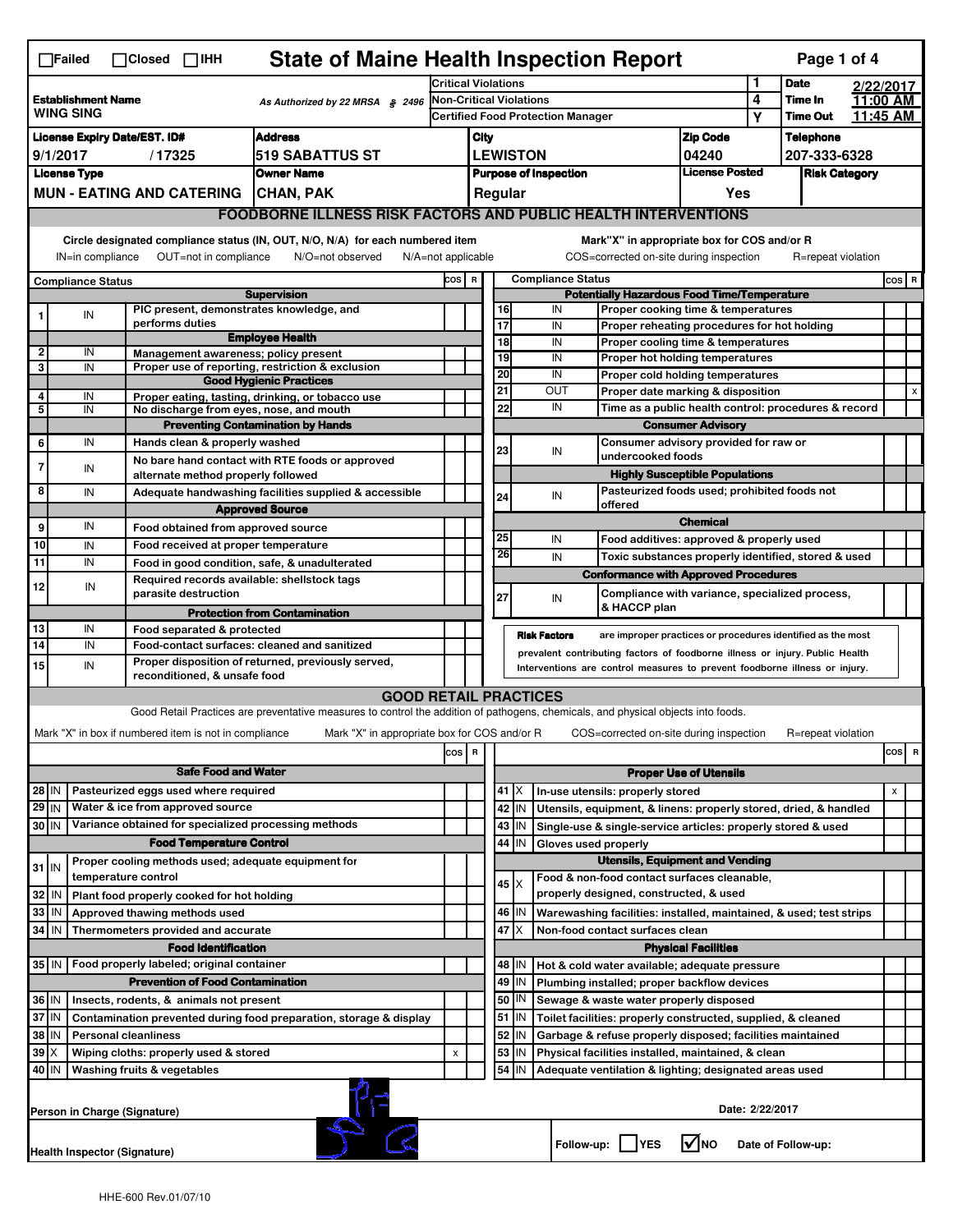# State of Maine Health Inspection Report

☐Failed ☐Closed ☐IHH

| | | | |
|---|---|---|---|
| **Establishment Name** WING SING | As Authorized by 22 MRSA § 2496 | Critical Violations | 1 |
| | | Non-Critical Violations | 4 |
| | | Certified Food Protection Manager | Y |

**Date** 2/22/2017 **Time In** 11:00 AM **Time Out** 11:45 AM

| License Expiry Date/EST. ID# | Address | City | Zip Code | Telephone |
|---|---|---|---|---|
| 9/1/2017 / 17325 | 519 SABATTUS ST | LEWISTON | 04240 | 207-333-6328 |

| License Type | Owner Name | Purpose of Inspection | License Posted | Risk Category |
|---|---|---|---|---|
| MUN - EATING AND CATERING | CHAN, PAK | Regular | Yes | |

## FOODBORNE ILLNESS RISK FACTORS AND PUBLIC HEALTH INTERVENTIONS

Circle designated compliance status (IN, OUT, N/O, N/A) for each numbered item. IN=in compliance OUT=not in compliance N/O=not observed N/A=not applicable

Mark "X" in appropriate box for COS and/or R. COS=corrected on-site during inspection R=repeat violation

| # | Compliance Status | Item | COS | R |
|---|---|---|---|---|
| | | **Supervision** | | |
| 1 | IN | PIC present, demonstrates knowledge, and performs duties | | |
| | | **Employee Health** | | |
| 2 | IN | Management awareness; policy present | | |
| 3 | IN | Proper use of reporting, restriction & exclusion | | |
| | | **Good Hygienic Practices** | | |
| 4 | IN | Proper eating, tasting, drinking, or tobacco use | | |
| 5 | IN | No discharge from eyes, nose, and mouth | | |
| | | **Preventing Contamination by Hands** | | |
| 6 | IN | Hands clean & properly washed | | |
| 7 | IN | No bare hand contact with RTE foods or approved alternate method properly followed | | |
| 8 | IN | Adequate handwashing facilities supplied & accessible | | |
| | | **Approved Source** | | |
| 9 | IN | Food obtained from approved source | | |
| 10 | IN | Food received at proper temperature | | |
| 11 | IN | Food in good condition, safe, & unadulterated | | |
| 12 | IN | Required records available: shellstock tags parasite destruction | | |
| | | **Protection from Contamination** | | |
| 13 | IN | Food separated & protected | | |
| 14 | IN | Food-contact surfaces: cleaned and sanitized | | |
| 15 | IN | Proper disposition of returned, previously served, reconditioned, & unsafe food | | |
| | | **Potentially Hazardous Food Time/Temperature** | | |
| 16 | IN | Proper cooking time & temperatures | | |
| 17 | IN | Proper reheating procedures for hot holding | | |
| 18 | IN | Proper cooling time & temperatures | | |
| 19 | IN | Proper hot holding temperatures | | |
| 20 | IN | Proper cold holding temperatures | | |
| 21 | OUT | Proper date marking & disposition | | x |
| 22 | IN | Time as a public health control: procedures & record | | |
| | | **Consumer Advisory** | | |
| 23 | IN | Consumer advisory provided for raw or undercooked foods | | |
| | | **Highly Susceptible Populations** | | |
| 24 | IN | Pasteurized foods used; prohibited foods not offered | | |
| | | **Chemical** | | |
| 25 | IN | Food additives: approved & properly used | | |
| 26 | IN | Toxic substances properly identified, stored & used | | |
| | | **Conformance with Approved Procedures** | | |
| 27 | IN | Compliance with variance, specialized process, & HACCP plan | | |

**Risk Factors** are improper practices or procedures identified as the most prevalent contributing factors of foodborne illness or injury. Public Health Interventions are control measures to prevent foodborne illness or injury.

## GOOD RETAIL PRACTICES

Good Retail Practices are preventative measures to control the addition of pathogens, chemicals, and physical objects into foods.

Mark "X" in box if numbered item is not in compliance. Mark "X" in appropriate box for COS and/or R. COS=corrected on-site during inspection R=repeat violation

| # | Status | Item | COS | R |
|---|---|---|---|---|
| | | **Safe Food and Water** | | |
| 28 | IN | Pasteurized eggs used where required | | |
| 29 | IN | Water & ice from approved source | | |
| 30 | IN | Variance obtained for specialized processing methods | | |
| | | **Food Temperature Control** | | |
| 31 | IN | Proper cooling methods used; adequate equipment for temperature control | | |
| 32 | IN | Plant food properly cooked for hot holding | | |
| 33 | IN | Approved thawing methods used | | |
| 34 | IN | Thermometers provided and accurate | | |
| | | **Food Identification** | | |
| 35 | IN | Food properly labeled; original container | | |
| | | **Prevention of Food Contamination** | | |
| 36 | IN | Insects, rodents, & animals not present | | |
| 37 | IN | Contamination prevented during food preparation, storage & display | | |
| 38 | IN | Personal cleanliness | | |
| 39 | X | Wiping cloths: properly used & stored | x | |
| 40 | IN | Washing fruits & vegetables | | |
| | | **Proper Use of Utensils** | | |
| 41 | X | In-use utensils: properly stored | | x |
| 42 | IN | Utensils, equipment, & linens: properly stored, dried, & handled | | |
| 43 | IN | Single-use & single-service articles: properly stored & used | | |
| 44 | IN | Gloves used properly | | |
| | | **Utensils, Equipment and Vending** | | |
| 45 | X | Food & non-food contact surfaces cleanable, properly designed, constructed, & used | | |
| 46 | IN | Warewashing facilities: installed, maintained, & used; test strips | | |
| 47 | X | Non-food contact surfaces clean | | |
| | | **Physical Facilities** | | |
| 48 | IN | Hot & cold water available; adequate pressure | | |
| 49 | IN | Plumbing installed; proper backflow devices | | |
| 50 | IN | Sewage & waste water properly disposed | | |
| 51 | IN | Toilet facilities: properly constructed, supplied, & cleaned | | |
| 52 | IN | Garbage & refuse properly disposed; facilities maintained | | |
| 53 | IN | Physical facilities installed, maintained, & clean | | |
| 54 | IN | Adequate ventilation & lighting; designated areas used | | |

Person in Charge (Signature)

Date: 2/22/2017

Health Inspector (Signature)

Follow-up: ☐ YES ☑ NO Date of Follow-up:

HHE-600 Rev.01/07/10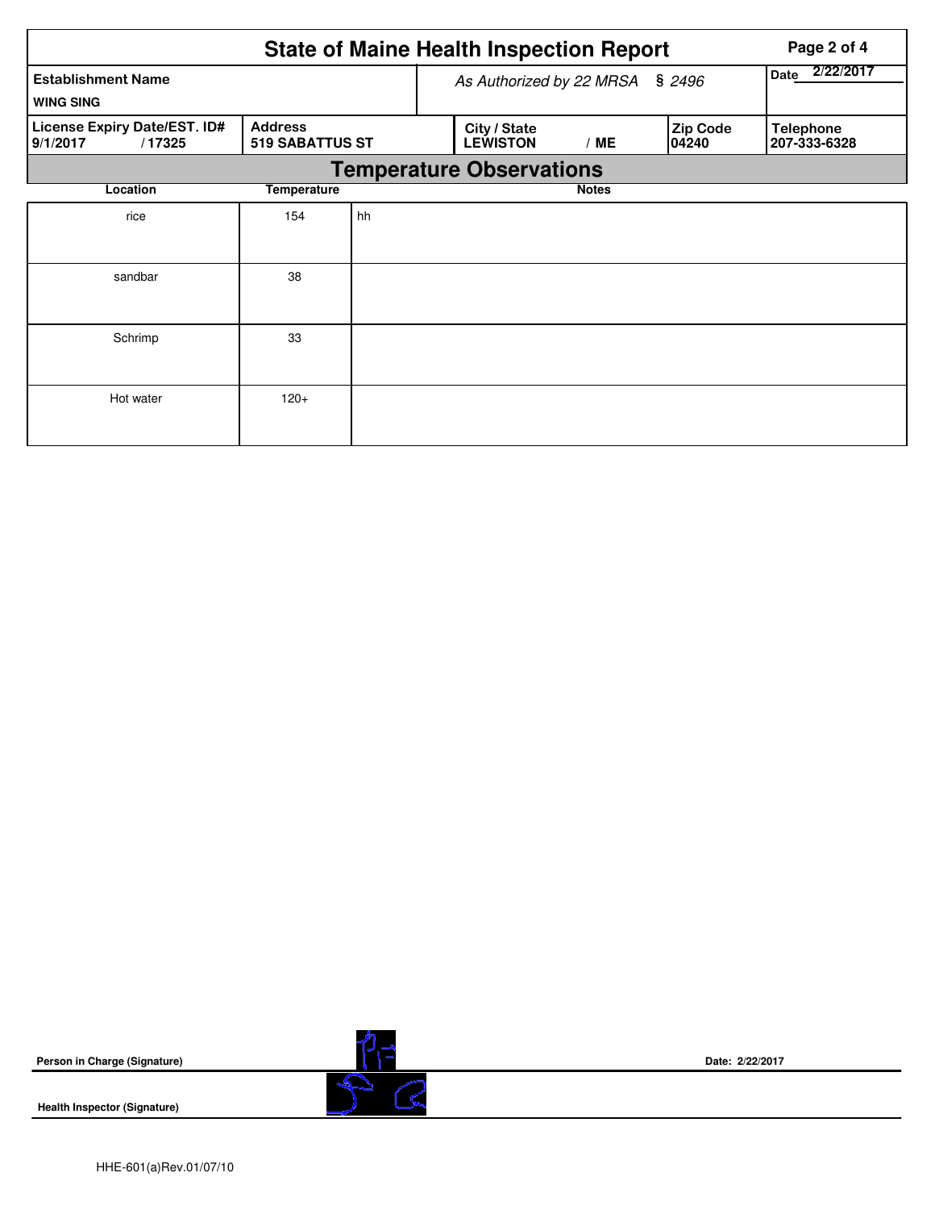# State of Maine Health Inspection Report

| Establishment Name | As Authorized by 22 MRSA § 2496 | | | Date 2/22/2017 |
|---|---|---|---|---|
| WING SING | | | | |
| License Expiry Date/EST. ID# | Address | City / State | Zip Code | Telephone |
| 9/1/2017 / 17325 | 519 SABATTUS ST | LEWISTON / ME | 04240 | 207-333-6328 |

## Temperature Observations

| Location | Temperature | Notes |
|---|---|---|
| rice | 154 | hh |
| sandbar | 38 | |
| Schrimp | 33 | |
| Hot water | 120+ | |

**Person in Charge (Signature)** Date: 2/22/2017

**Health Inspector (Signature)**

HHE-601(a)Rev.01/07/10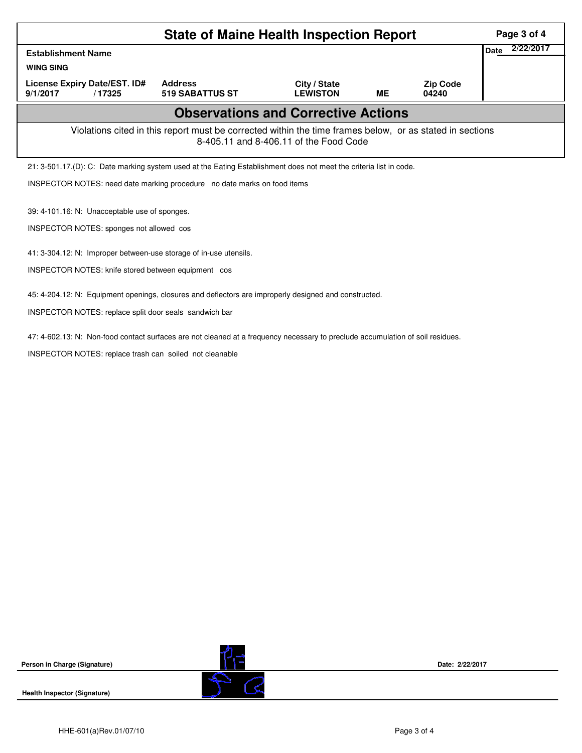# State of Maine Health Inspection Report

| Establishment Name | | | | | Date 2/22/2017 |
|---|---|---|---|---|---|
| WING SING | | | | | |
| License Expiry Date/EST. ID# | Address | City / State | | Zip Code | |
| 9/1/2017 / 17325 | 519 SABATTUS ST | LEWISTON | ME | 04240 | |

## Observations and Corrective Actions

Violations cited in this report must be corrected within the time frames below, or as stated in sections 8-405.11 and 8-406.11 of the Food Code

21: 3-501.17.(D): C: Date marking system used at the Eating Establishment does not meet the criteria list in code.

INSPECTOR NOTES: need date marking procedure no date marks on food items

39: 4-101.16: N: Unacceptable use of sponges.

INSPECTOR NOTES: sponges not allowed cos

41: 3-304.12: N: Improper between-use storage of in-use utensils.

INSPECTOR NOTES: knife stored between equipment cos

45: 4-204.12: N: Equipment openings, closures and deflectors are improperly designed and constructed.

INSPECTOR NOTES: replace split door seals sandwich bar

47: 4-602.13: N: Non-food contact surfaces are not cleaned at a frequency necessary to preclude accumulation of soil residues.

INSPECTOR NOTES: replace trash can soiled not cleanable

**Person in Charge (Signature)** **Date: 2/22/2017**

**Health Inspector (Signature)**

HHE-601(a)Rev.01/07/10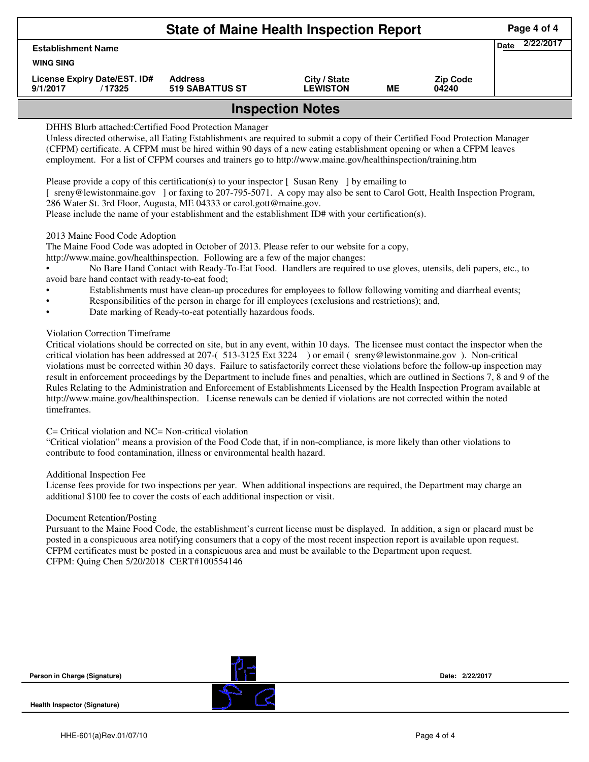# State of Maine Health Inspection Report

| Establishment Name | | | | | Date 2/22/2017 |
| --- | --- | --- | --- | --- | --- |
| WING SING | | | | | |
| License Expiry Date/EST. ID# | Address | City / State | | Zip Code | |
| 9/1/2017 / 17325 | 519 SABATTUS ST | LEWISTON | ME | 04240 | |

## Inspection Notes

DHHS Blurb attached:Certified Food Protection Manager

Unless directed otherwise, all Eating Establishments are required to submit a copy of their Certified Food Protection Manager (CFPM) certificate. A CFPM must be hired within 90 days of a new eating establishment opening or when a CFPM leaves employment. For a list of CFPM courses and trainers go to http://www.maine.gov/healthinspection/training.htm

Please provide a copy of this certification(s) to your inspector [ Susan Reny ] by emailing to [ sreny@lewistonmaine.gov ] or faxing to 207-795-5071. A copy may also be sent to Carol Gott, Health Inspection Program, 286 Water St. 3rd Floor, Augusta, ME 04333 or carol.gott@maine.gov.

Please include the name of your establishment and the establishment ID# with your certification(s).

2013 Maine Food Code Adoption

The Maine Food Code was adopted in October of 2013. Please refer to our website for a copy, http://www.maine.gov/healthinspection. Following are a few of the major changes:

- No Bare Hand Contact with Ready-To-Eat Food. Handlers are required to use gloves, utensils, deli papers, etc., to avoid bare hand contact with ready-to-eat food;
- Establishments must have clean-up procedures for employees to follow following vomiting and diarrheal events;
- Responsibilities of the person in charge for ill employees (exclusions and restrictions); and,
- Date marking of Ready-to-eat potentially hazardous foods.

Violation Correction Timeframe

Critical violations should be corrected on site, but in any event, within 10 days. The licensee must contact the inspector when the critical violation has been addressed at 207-( 513-3125 Ext 3224 ) or email ( sreny@lewistonmaine.gov ). Non-critical violations must be corrected within 30 days. Failure to satisfactorily correct these violations before the follow-up inspection may result in enforcement proceedings by the Department to include fines and penalties, which are outlined in Sections 7, 8 and 9 of the Rules Relating to the Administration and Enforcement of Establishments Licensed by the Health Inspection Program available at http://www.maine.gov/healthinspection. License renewals can be denied if violations are not corrected within the noted timeframes.

C= Critical violation and NC= Non-critical violation

"Critical violation" means a provision of the Food Code that, if in non-compliance, is more likely than other violations to contribute to food contamination, illness or environmental health hazard.

Additional Inspection Fee

License fees provide for two inspections per year. When additional inspections are required, the Department may charge an additional $100 fee to cover the costs of each additional inspection or visit.

Document Retention/Posting

Pursuant to the Maine Food Code, the establishment's current license must be displayed. In addition, a sign or placard must be posted in a conspicuous area notifying consumers that a copy of the most recent inspection report is available upon request. CFPM certificates must be posted in a conspicuous area and must be available to the Department upon request.

CFPM: Quing Chen 5/20/2018 CERT#100554146

Person in Charge (Signature) Date: 2/22/2017

Health Inspector (Signature)

HHE-601(a)Rev.01/07/10